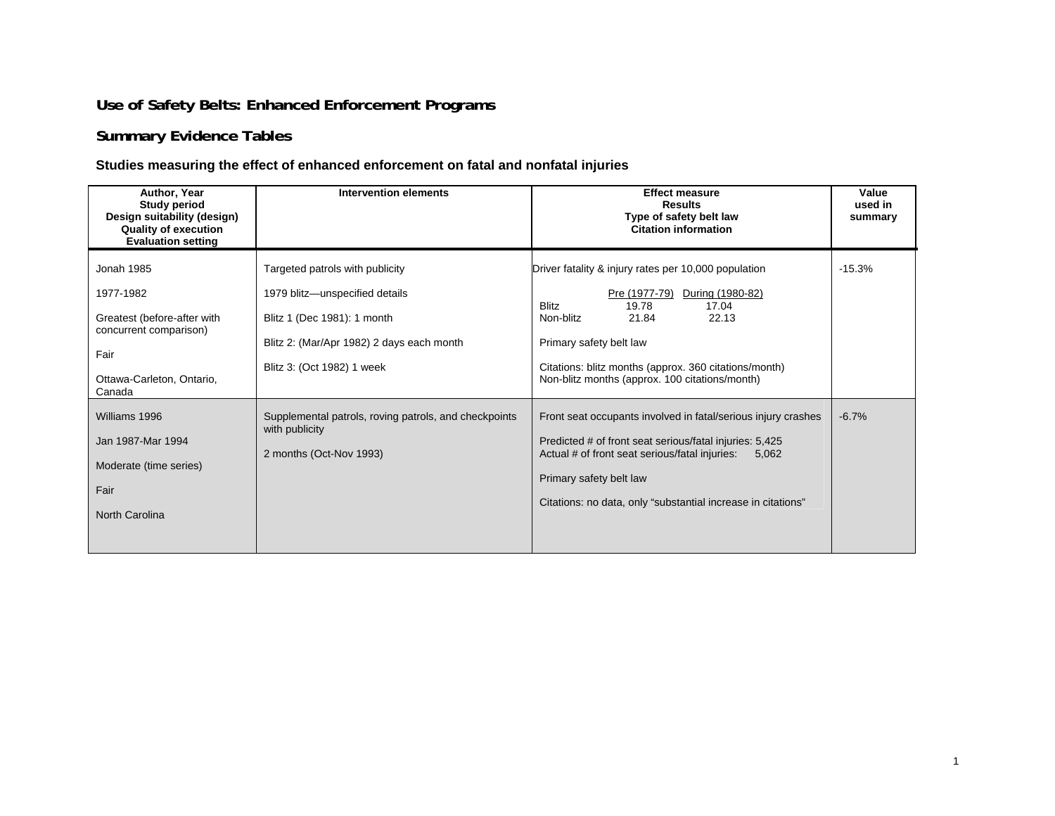# Use of Safety Belts: Enhanced Enforcement Programs

## Summary Evidence Tables

### Studies measuring the effect of enhanced enforcement on fatal and nonfatal injuries

| Author, Year<br>Study period<br>Design suitability (design)<br>Quality of execution<br>Evaluation setting | Intervention elements | Effect measure<br>Results<br>Type of safety belt law<br>Citation information | Value used in summary |
|---|---|---|---|
| Jonah 1985<br><br>1977-1982<br><br>Greatest (before-after with concurrent comparison)<br><br>Fair<br><br>Ottawa-Carleton, Ontario, Canada | Targeted patrols with publicity<br><br>1979 blitz—unspecified details<br><br>Blitz 1 (Dec 1981): 1 month<br><br>Blitz 2: (Mar/Apr 1982) 2 days each month<br><br>Blitz 3: (Oct 1982) 1 week | Driver fatality & injury rates per 10,000 population<br><br>Pre (1977-79) / During (1980-82)<br>Blitz: 19.78 / 17.04<br>Non-blitz: 21.84 / 22.13<br><br>Primary safety belt law<br><br>Citations: blitz months (approx. 360 citations/month)<br>Non-blitz months (approx. 100 citations/month) | -15.3% |
| Williams 1996<br><br>Jan 1987-Mar 1994<br><br>Moderate (time series)<br><br>Fair<br><br>North Carolina | Supplemental patrols, roving patrols, and checkpoints with publicity<br><br>2 months (Oct-Nov 1993) | Front seat occupants involved in fatal/serious injury crashes<br><br>Predicted # of front seat serious/fatal injuries: 5,425<br>Actual # of front seat serious/fatal injuries: 5,062<br><br>Primary safety belt law<br><br>Citations: no data, only "substantial increase in citations" | -6.7% |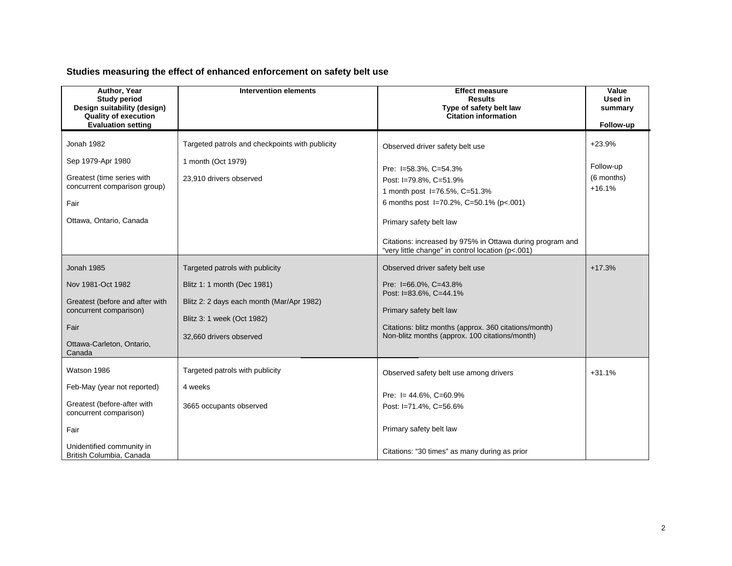### Studies measuring the effect of enhanced enforcement on safety belt use

| Author, Year<br>Study period<br>Design suitability (design)<br>Quality of execution<br>Evaluation setting | Intervention elements | Effect measure<br>Results<br>Type of safety belt law<br>Citation information | Value Used in summary<br><br>Follow-up |
|---|---|---|---|
| Jonah 1982<br><br>Sep 1979-Apr 1980<br><br>Greatest (time series with concurrent comparison group)<br><br>Fair<br><br>Ottawa, Ontario, Canada | Targeted patrols and checkpoints with publicity<br><br>1 month (Oct 1979)<br><br>23,910 drivers observed | Observed driver safety belt use<br><br>Pre: I=58.3%, C=54.3%<br>Post: I=79.8%, C=51.9%<br>1 month post I=76.5%, C=51.3%<br>6 months post I=70.2%, C=50.1% ($p<.001$)<br><br>Primary safety belt law<br><br>Citations: increased by 975% in Ottawa during program and "very little change" in control location ($p<.001$) | +23.9%<br><br>Follow-up (6 months)<br>+16.1% |
| Jonah 1985<br><br>Nov 1981-Oct 1982<br><br>Greatest (before and after with concurrent comparison)<br><br>Fair<br><br>Ottawa-Carleton, Ontario, Canada | Targeted patrols with publicity<br><br>Blitz 1: 1 month (Dec 1981)<br><br>Blitz 2: 2 days each month (Mar/Apr 1982)<br><br>Blitz 3: 1 week (Oct 1982)<br><br>32,660 drivers observed | Observed driver safety belt use<br><br>Pre: I=66.0%, C=43.8%<br>Post: I=83.6%, C=44.1%<br><br>Primary safety belt law<br><br>Citations: blitz months (approx. 360 citations/month)<br>Non-blitz months (approx. 100 citations/month) | +17.3% |
| Watson 1986<br><br>Feb-May (year not reported)<br><br>Greatest (before-after with concurrent comparison)<br><br>Fair<br><br>Unidentified community in British Columbia, Canada | Targeted patrols with publicity<br><br>4 weeks<br><br>3665 occupants observed | Observed safety belt use among drivers<br><br>Pre: I= 44.6%, C=60.9%<br>Post: I=71.4%, C=56.6%<br><br>Primary safety belt law<br><br>Citations: "30 times" as many during as prior | +31.1% |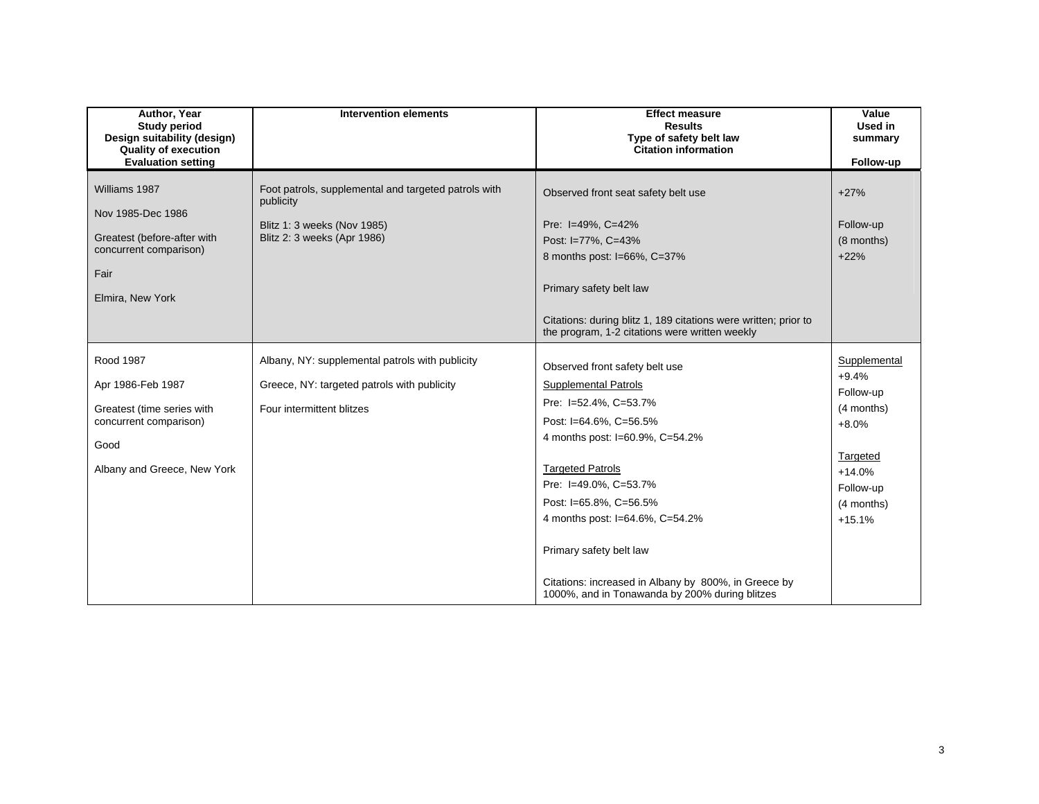| Author, Year<br>Study period<br>Design suitability (design)<br>Quality of execution<br>Evaluation setting | Intervention elements | Effect measure<br>Results<br>Type of safety belt law<br>Citation information | Value Used in summary<br><br>Follow-up |
|---|---|---|---|
| Williams 1987<br><br>Nov 1985-Dec 1986<br><br>Greatest (before-after with concurrent comparison)<br><br>Fair<br><br>Elmira, New York | Foot patrols, supplemental and targeted patrols with publicity<br><br>Blitz 1: 3 weeks (Nov 1985)<br>Blitz 2: 3 weeks (Apr 1986) | Observed front seat safety belt use<br><br>Pre: I=49%, C=42%<br>Post: I=77%, C=43%<br>8 months post: I=66%, C=37%<br><br>Primary safety belt law<br><br>Citations: during blitz 1, 189 citations were written; prior to the program, 1-2 citations were written weekly | +27%<br><br>Follow-up<br>(8 months)<br>+22% |
| Rood 1987<br><br>Apr 1986-Feb 1987<br><br>Greatest (time series with concurrent comparison)<br><br>Good<br><br>Albany and Greece, New York | Albany, NY: supplemental patrols with publicity<br><br>Greece, NY: targeted patrols with publicity<br><br>Four intermittent blitzes | Observed front safety belt use<br><br>Supplemental Patrols<br>Pre: I=52.4%, C=53.7%<br>Post: I=64.6%, C=56.5%<br>4 months post: I=60.9%, C=54.2%<br><br>Targeted Patrols<br>Pre: I=49.0%, C=53.7%<br>Post: I=65.8%, C=56.5%<br>4 months post: I=64.6%, C=54.2%<br><br>Primary safety belt law<br><br>Citations: increased in Albany by 800%, in Greece by 1000%, and in Tonawanda by 200% during blitzes | Supplemental<br>+9.4%<br>Follow-up<br>(4 months)<br>+8.0%<br><br>Targeted<br>+14.0%<br>Follow-up<br>(4 months)<br>+15.1% |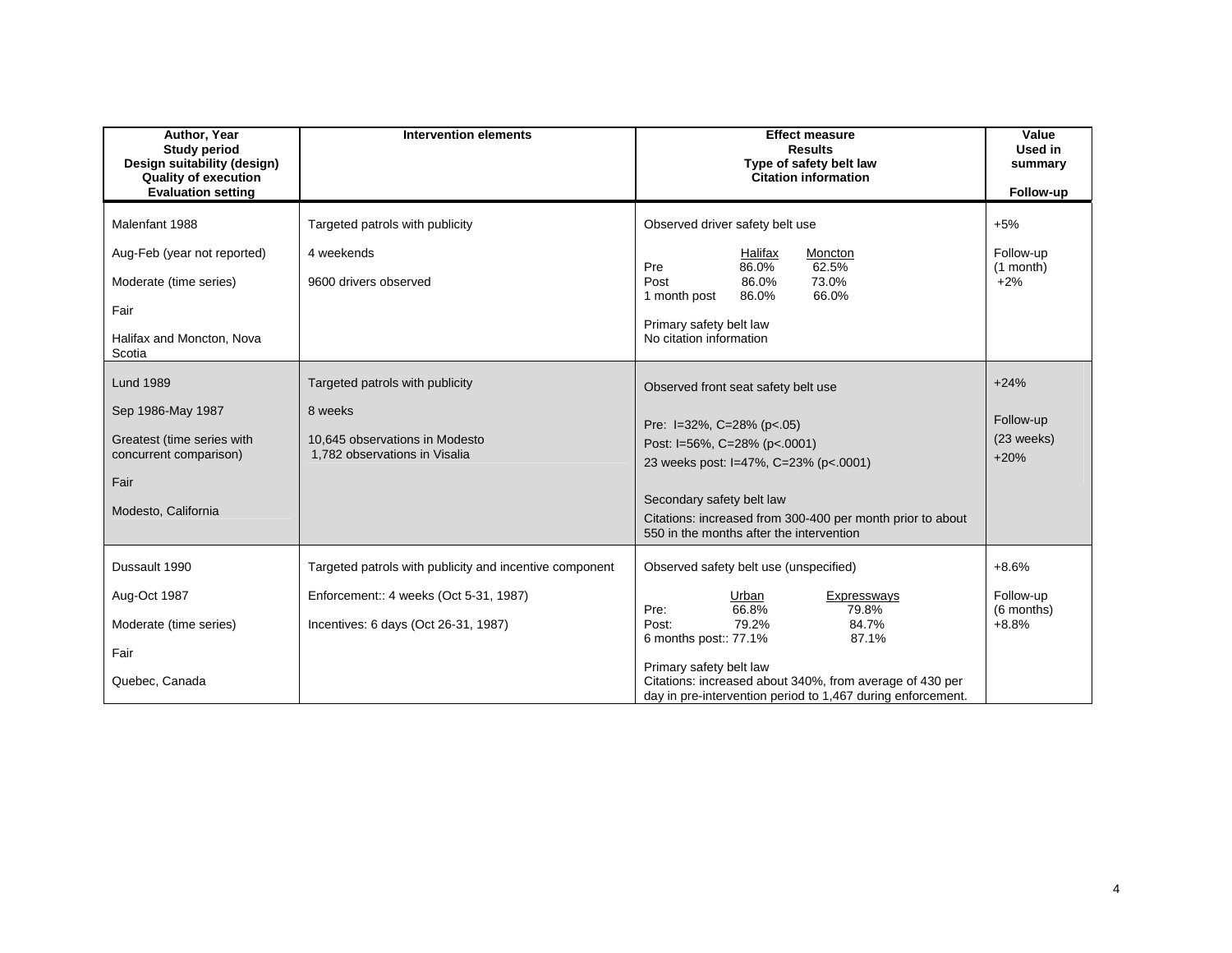| Author, Year<br>Study period<br>Design suitability (design)<br>Quality of execution<br>Evaluation setting | Intervention elements | Effect measure<br>Results<br>Type of safety belt law<br>Citation information | Value Used in summary<br><br>Follow-up |
|---|---|---|---|
| Malenfant 1988<br><br>Aug-Feb (year not reported)<br><br>Moderate (time series)<br><br>Fair<br><br>Halifax and Moncton, Nova Scotia | Targeted patrols with publicity<br><br>4 weekends<br><br>9600 drivers observed | Observed driver safety belt use<br><br>Halifax / Moncton<br>Pre: 86.0% / 62.5%<br>Post: 86.0% / 73.0%<br>1 month post: 86.0% / 66.0%<br><br>Primary safety belt law<br>No citation information | +5%<br><br>Follow-up (1 month)<br>+2% |
| Lund 1989<br><br>Sep 1986-May 1987<br><br>Greatest (time series with concurrent comparison)<br><br>Fair<br><br>Modesto, California | Targeted patrols with publicity<br><br>8 weeks<br><br>10,645 observations in Modesto<br>1,782 observations in Visalia | Observed front seat safety belt use<br><br>Pre: I=32%, C=28% (p<.05)<br>Post: I=56%, C=28% (p<.0001)<br>23 weeks post: I=47%, C=23% (p<.0001)<br><br>Secondary safety belt law<br>Citations: increased from 300-400 per month prior to about 550 in the months after the intervention | +24%<br><br>Follow-up (23 weeks)<br>+20% |
| Dussault 1990<br><br>Aug-Oct 1987<br><br>Moderate (time series)<br><br>Fair<br><br>Quebec, Canada | Targeted patrols with publicity and incentive component<br><br>Enforcement:: 4 weeks (Oct 5-31, 1987)<br><br>Incentives: 6 days (Oct 26-31, 1987) | Observed safety belt use (unspecified)<br><br>Urban / Expressways<br>Pre: 66.8% / 79.8%<br>Post: 79.2% / 84.7%<br>6 months post:: 77.1% / 87.1%<br><br>Primary safety belt law<br>Citations: increased about 340%, from average of 430 per day in pre-intervention period to 1,467 during enforcement. | +8.6%<br><br>Follow-up (6 months)<br>+8.8% |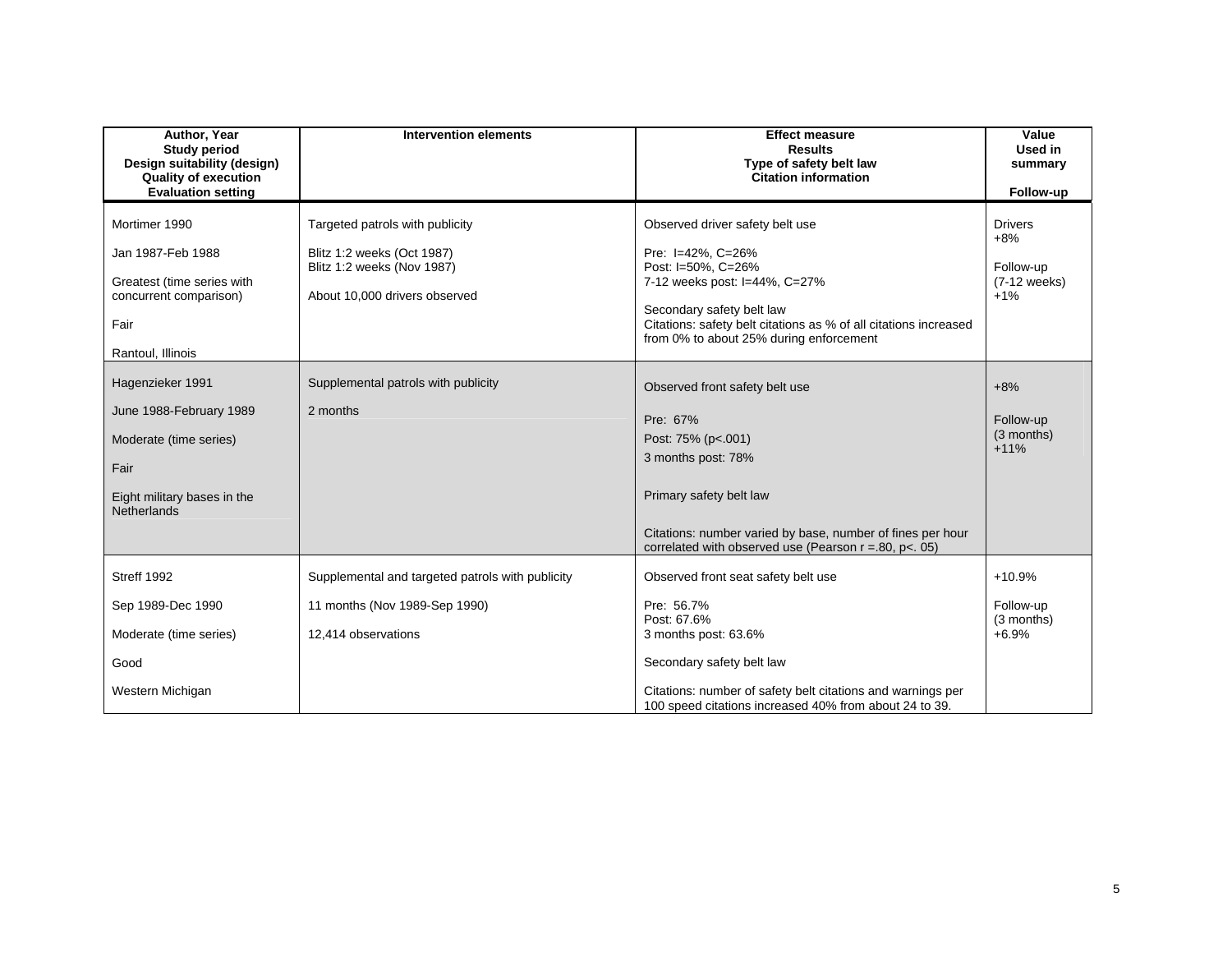| Author, Year<br>Study period<br>Design suitability (design)<br>Quality of execution<br>Evaluation setting | Intervention elements | Effect measure<br>Results<br>Type of safety belt law<br>Citation information | Value Used in summary<br><br>Follow-up |
|---|---|---|---|
| Mortimer 1990<br><br>Jan 1987-Feb 1988<br><br>Greatest (time series with concurrent comparison)<br><br>Fair<br><br>Rantoul, Illinois | Targeted patrols with publicity<br><br>Blitz 1:2 weeks (Oct 1987)<br>Blitz 1:2 weeks (Nov 1987)<br><br>About 10,000 drivers observed | Observed driver safety belt use<br><br>Pre: I=42%, C=26%<br>Post: I=50%, C=26%<br>7-12 weeks post: I=44%, C=27%<br><br>Secondary safety belt law<br>Citations: safety belt citations as % of all citations increased from 0% to about 25% during enforcement | Drivers<br>+8%<br><br>Follow-up<br>(7-12 weeks)<br>+1% |
| Hagenzieker 1991<br><br>June 1988-February 1989<br><br>Moderate (time series)<br><br>Fair<br><br>Eight military bases in the Netherlands | Supplemental patrols with publicity<br><br>2 months | Observed front safety belt use<br><br>Pre: 67%<br>Post: 75% ($p<.001$)<br>3 months post: 78%<br><br>Primary safety belt law<br><br>Citations: number varied by base, number of fines per hour correlated with observed use (Pearson $r = .80$, $p< .05$) | +8%<br><br>Follow-up<br>(3 months)<br>+11% |
| Streff 1992<br><br>Sep 1989-Dec 1990<br><br>Moderate (time series)<br><br>Good<br><br>Western Michigan | Supplemental and targeted patrols with publicity<br><br>11 months (Nov 1989-Sep 1990)<br><br>12,414 observations | Observed front seat safety belt use<br><br>Pre: 56.7%<br>Post: 67.6%<br>3 months post: 63.6%<br><br>Secondary safety belt law<br><br>Citations: number of safety belt citations and warnings per 100 speed citations increased 40% from about 24 to 39. | +10.9%<br><br>Follow-up<br>(3 months)<br>+6.9% |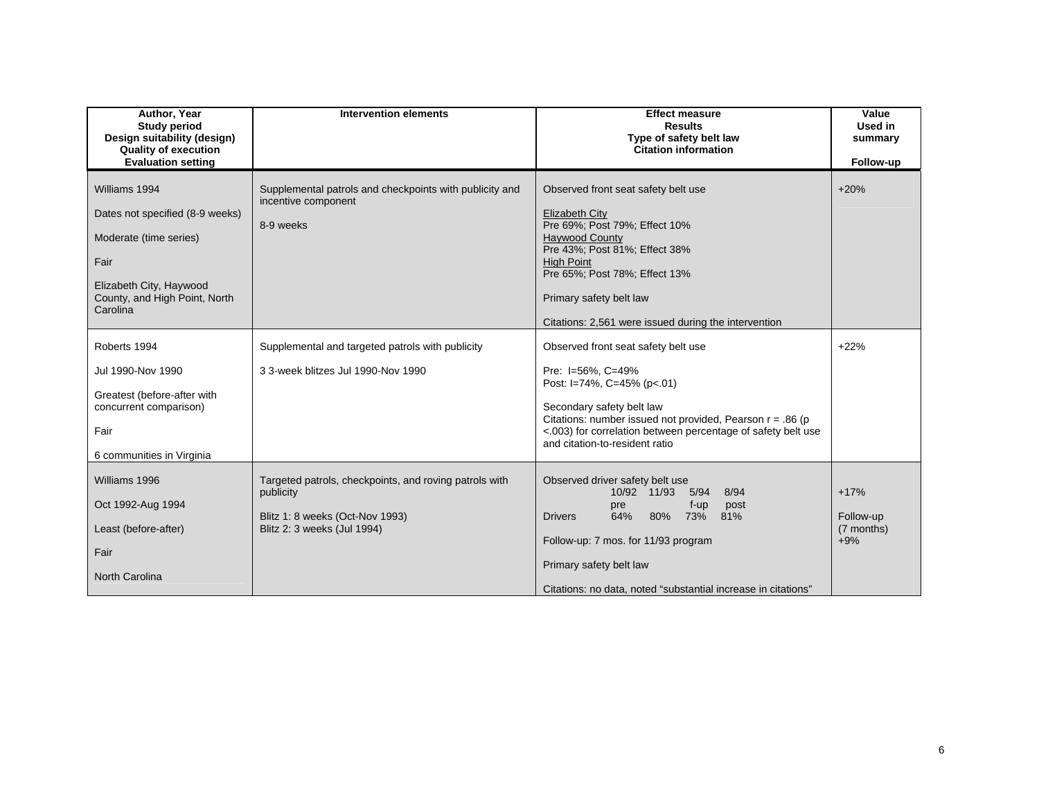| Author, Year<br>Study period<br>Design suitability (design)<br>Quality of execution<br>Evaluation setting | Intervention elements | Effect measure<br>Results<br>Type of safety belt law<br>Citation information | Value Used in summary<br><br>Follow-up |
|---|---|---|---|
| Williams 1994<br><br>Dates not specified (8-9 weeks)<br><br>Moderate (time series)<br><br>Fair<br><br>Elizabeth City, Haywood County, and High Point, North Carolina | Supplemental patrols and checkpoints with publicity and incentive component<br><br>8-9 weeks | Observed front seat safety belt use<br><br>Elizabeth City<br>Pre 69%; Post 79%; Effect 10%<br>Haywood County<br>Pre 43%; Post 81%; Effect 38%<br>High Point<br>Pre 65%; Post 78%; Effect 13%<br><br>Primary safety belt law<br><br>Citations: 2,561 were issued during the intervention | +20% |
| Roberts 1994<br><br>Jul 1990-Nov 1990<br><br>Greatest (before-after with concurrent comparison)<br><br>Fair<br><br>6 communities in Virginia | Supplemental and targeted patrols with publicity<br><br>3 3-week blitzes Jul 1990-Nov 1990 | Observed front seat safety belt use<br><br>Pre: I=56%, C=49%<br>Post: I=74%, C=45% (p<.01)<br><br>Secondary safety belt law<br>Citations: number issued not provided, Pearson r = .86 (p <.003) for correlation between percentage of safety belt use and citation-to-resident ratio | +22% |
| Williams 1996<br><br>Oct 1992-Aug 1994<br><br>Least (before-after)<br><br>Fair<br><br>North Carolina | Targeted patrols, checkpoints, and roving patrols with publicity<br><br>Blitz 1: 8 weeks (Oct-Nov 1993)<br>Blitz 2: 3 weeks (Jul 1994) | Observed driver safety belt use<br>10/92 pre; 11/93; 5/94 f-up; 8/94 post<br>Drivers: 64%; 80%; 73%; 81%<br><br>Follow-up: 7 mos. for 11/93 program<br><br>Primary safety belt law<br><br>Citations: no data, noted "substantial increase in citations" | +17%<br><br>Follow-up (7 months)<br>+9% |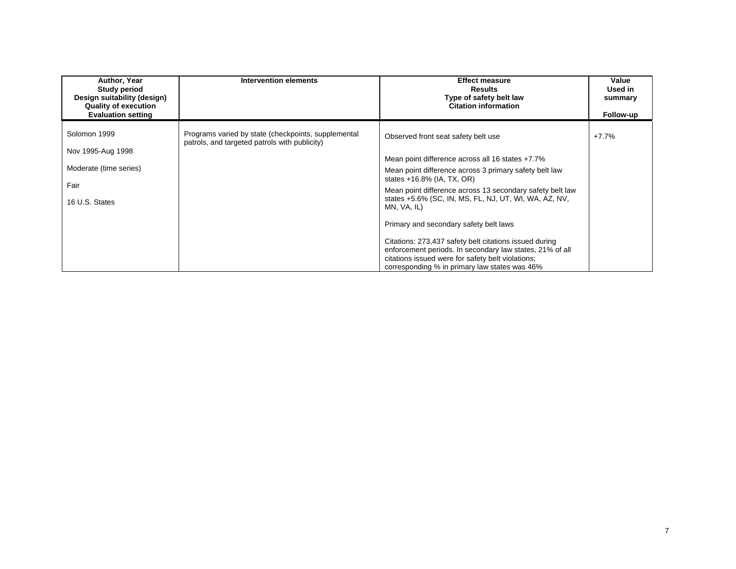| Author, Year<br>Study period<br>Design suitability (design)<br>Quality of execution<br>Evaluation setting | Intervention elements | Effect measure<br>Results<br>Type of safety belt law<br>Citation information | Value<br>Used in<br>summary<br><br>Follow-up |
|---|---|---|---|
| Solomon 1999<br><br>Nov 1995-Aug 1998<br><br>Moderate (time series)<br><br>Fair<br><br>16 U.S. States | Programs varied by state (checkpoints, supplemental patrols, and targeted patrols with publicity) | Observed front seat safety belt use<br><br>Mean point difference across all 16 states +7.7%<br><br>Mean point difference across 3 primary safety belt law states +16.8% (IA, TX, OR)<br><br>Mean point difference across 13 secondary safety belt law states +5.6% (SC, IN, MS, FL, NJ, UT, WI, WA, AZ, NV, MN, VA, IL)<br><br>Primary and secondary safety belt laws<br><br>Citations: 273,437 safety belt citations issued during enforcement periods. In secondary law states, 21% of all citations issued were for safety belt violations; corresponding % in primary law states was 46% | +7.7% |